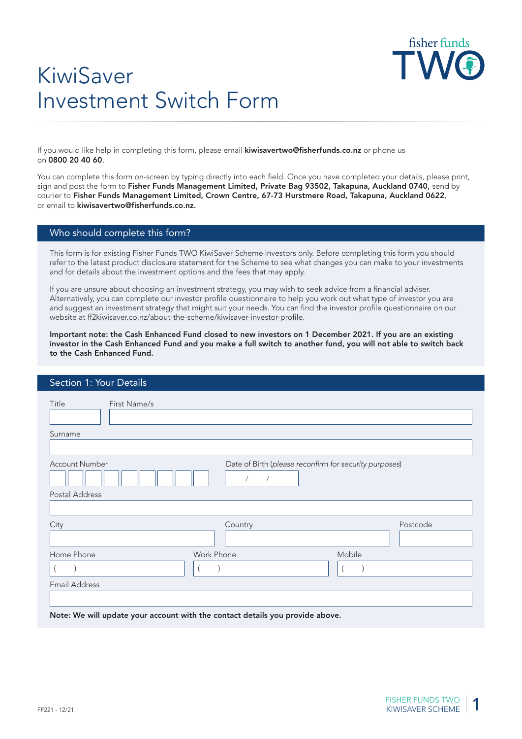# KiwiSaver Investment Switch Form

fisher funds TWO

If you would like help in completing this form, please email **kiwisavertwo@fisherfunds.co.nz** or phone us on **0800 20 40 60**.

You can complete this form on-screen by typing directly into each field. Once you have completed your details, please print, sign and post the form to **Fisher Funds Management Limited, Private Bag 93502, Takapuna, Auckland 0740,** send by courier to **Fisher Funds Management Limited, Crown Centre, 67-73 Hurstmere Road, Takapuna, Auckland 0622**, or email to **kiwisavertwo@fisherfunds.co.nz.**

## Who should complete this form?

This form is for existing Fisher Funds TWO KiwiSaver Scheme investors only. Before completing this form you should refer to the latest product disclosure statement for the Scheme to see what changes you can make to your investments and for details about the investment options and the fees that may apply.

If you are unsure about choosing an investment strategy, you may wish to seek advice from a financial adviser. Alternatively, you can complete our investor profile questionnaire to help you work out what type of investor you are and suggest an investment strategy that might suit your needs. You can find the investor profile questionnaire on our website at ff2kiwisaver.co.nz/about-the-scheme/kiwisaver-investor-profile.

**Important note: the Cash Enhanced Fund closed to new investors on 1 December 2021. If you are an existing investor in the Cash Enhanced Fund and you make a full switch to another fund, you will not able to switch back to the Cash Enhanced Fund.**

## Section 1: Your Details

Title

First Name/s

Surname

Account Number

Date of Birth (*please reconfirm for security purposes*)  / /

Postal Address

City

Country

Postcode

Home Phone ( )

Work Phone ( )

Mobile ( )

Email Address

**Note: We will update your account with the contact details you provide above.**

FF221 - 12/21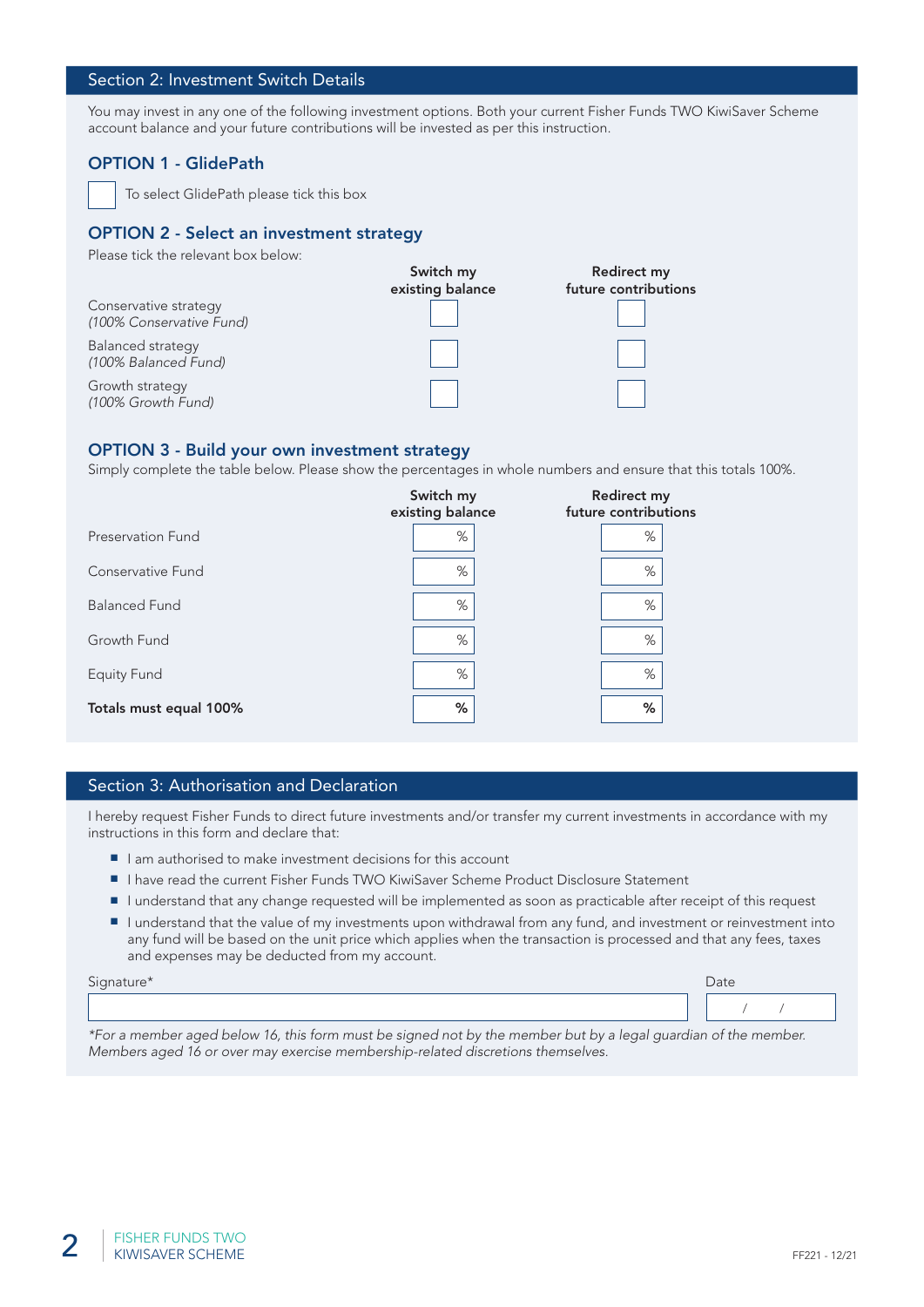## Section 2: Investment Switch Details

You may invest in any one of the following investment options. Both your current Fisher Funds TWO KiwiSaver Scheme account balance and your future contributions will be invested as per this instruction.

### OPTION 1 - GlidePath

☐ To select GlidePath please tick this box

### OPTION 2 - Select an investment strategy

Please tick the relevant box below:

| | Switch my existing balance | Redirect my future contributions |
|---|---|---|
| Conservative strategy *(100% Conservative Fund)* | ☐ | ☐ |
| Balanced strategy *(100% Balanced Fund)* | ☐ | ☐ |
| Growth strategy *(100% Growth Fund)* | ☐ | ☐ |

### OPTION 3 - Build your own investment strategy

Simply complete the table below. Please show the percentages in whole numbers and ensure that this totals 100%.

| | Switch my existing balance | Redirect my future contributions |
|---|---|---|
| Preservation Fund | % | % |
| Conservative Fund | % | % |
| Balanced Fund | % | % |
| Growth Fund | % | % |
| Equity Fund | % | % |
| **Totals must equal 100%** | **%** | **%** |

## Section 3: Authorisation and Declaration

I hereby request Fisher Funds to direct future investments and/or transfer my current investments in accordance with my instructions in this form and declare that:

- I am authorised to make investment decisions for this account
- I have read the current Fisher Funds TWO KiwiSaver Scheme Product Disclosure Statement
- I understand that any change requested will be implemented as soon as practicable after receipt of this request
- I understand that the value of my investments upon withdrawal from any fund, and investment or reinvestment into any fund will be based on the unit price which applies when the transaction is processed and that any fees, taxes and expenses may be deducted from my account.

Signature* \_\_\_\_\_\_\_\_\_\_\_\_\_\_\_\_\_\_\_\_ Date / /

*\*For a member aged below 16, this form must be signed not by the member but by a legal guardian of the member. Members aged 16 or over may exercise membership-related discretions themselves.*

FF221 - 12/21